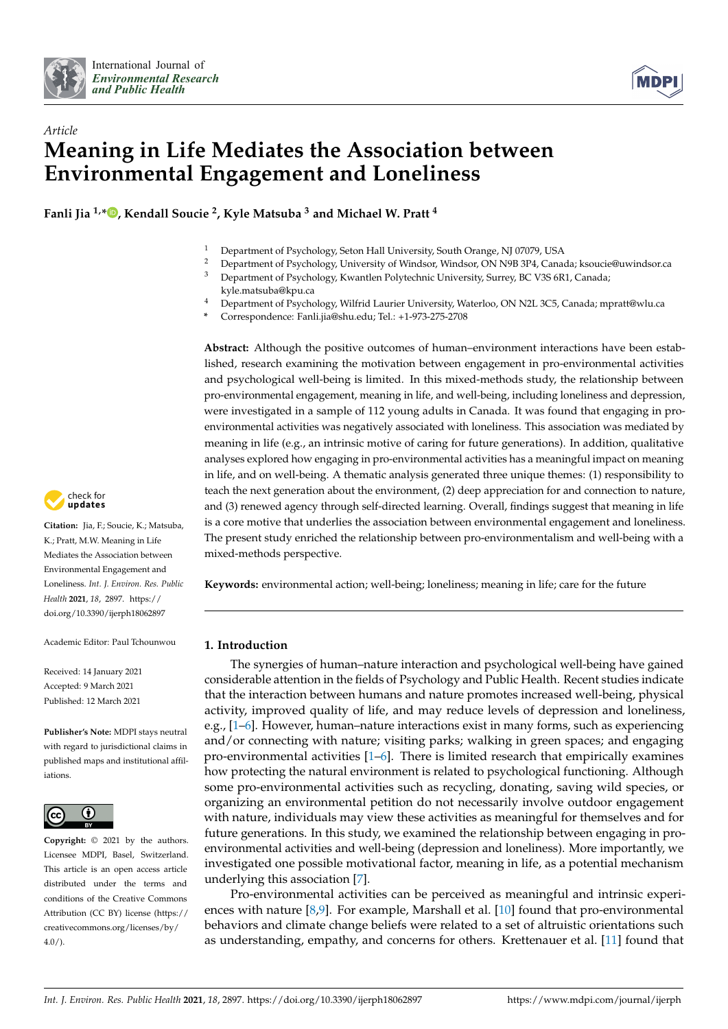International Journal of *Environmental Research and Public Health*

*Article*

# Meaning in Life Mediates the Association between Environmental Engagement and Loneliness

**Fanli Jia [1,*], Kendall Soucie [2], Kyle Matsuba [3] and Michael W. Pratt [4]**

[1] Department of Psychology, Seton Hall University, South Orange, NJ 07079, USA
[2] Department of Psychology, University of Windsor, Windsor, ON N9B 3P4, Canada; ksoucie@uwindsor.ca
[3] Department of Psychology, Kwantlen Polytechnic University, Surrey, BC V3S 6R1, Canada; kyle.matsuba@kpu.ca
[4] Department of Psychology, Wilfrid Laurier University, Waterloo, ON N2L 3C5, Canada; mpratt@wlu.ca
[*] Correspondence: Fanli.jia@shu.edu; Tel.: +1-973-275-2708

**Abstract:** Although the positive outcomes of human–environment interactions have been established, research examining the motivation between engagement in pro-environmental activities and psychological well-being is limited. In this mixed-methods study, the relationship between pro-environmental engagement, meaning in life, and well-being, including loneliness and depression, were investigated in a sample of 112 young adults in Canada. It was found that engaging in pro-environmental activities was negatively associated with loneliness. This association was mediated by meaning in life (e.g., an intrinsic motive of caring for future generations). In addition, qualitative analyses explored how engaging in pro-environmental activities has a meaningful impact on meaning in life, and on well-being. A thematic analysis generated three unique themes: (1) responsibility to teach the next generation about the environment, (2) deep appreciation for and connection to nature, and (3) renewed agency through self-directed learning. Overall, findings suggest that meaning in life is a core motive that underlies the association between environmental engagement and loneliness. The present study enriched the relationship between pro-environmentalism and well-being with a mixed-methods perspective.

**Keywords:** environmental action; well-being; loneliness; meaning in life; care for the future

**Citation:** Jia, F.; Soucie, K.; Matsuba, K.; Pratt, M.W. Meaning in Life Mediates the Association between Environmental Engagement and Loneliness. *Int. J. Environ. Res. Public Health* **2021**, *18*, 2897. https://doi.org/10.3390/ijerph18062897

Academic Editor: Paul Tchounwou

Received: 14 January 2021
Accepted: 9 March 2021
Published: 12 March 2021

**Publisher's Note:** MDPI stays neutral with regard to jurisdictional claims in published maps and institutional affiliations.

**Copyright:** © 2021 by the authors. Licensee MDPI, Basel, Switzerland. This article is an open access article distributed under the terms and conditions of the Creative Commons Attribution (CC BY) license (https://creativecommons.org/licenses/by/4.0/).

## 1. Introduction

The synergies of human–nature interaction and psychological well-being have gained considerable attention in the fields of Psychology and Public Health. Recent studies indicate that the interaction between humans and nature promotes increased well-being, physical activity, improved quality of life, and may reduce levels of depression and loneliness, e.g., [1–6]. However, human–nature interactions exist in many forms, such as experiencing and/or connecting with nature; visiting parks; walking in green spaces; and engaging pro-environmental activities [1–6]. There is limited research that empirically examines how protecting the natural environment is related to psychological functioning. Although some pro-environmental activities such as recycling, donating, saving wild species, or organizing an environmental petition do not necessarily involve outdoor engagement with nature, individuals may view these activities as meaningful for themselves and for future generations. In this study, we examined the relationship between engaging in pro-environmental activities and well-being (depression and loneliness). More importantly, we investigated one possible motivational factor, meaning in life, as a potential mechanism underlying this association [7].

Pro-environmental activities can be perceived as meaningful and intrinsic experiences with nature [8,9]. For example, Marshall et al. [10] found that pro-environmental behaviors and climate change beliefs were related to a set of altruistic orientations such as understanding, empathy, and concerns for others. Krettenauer et al. [11] found that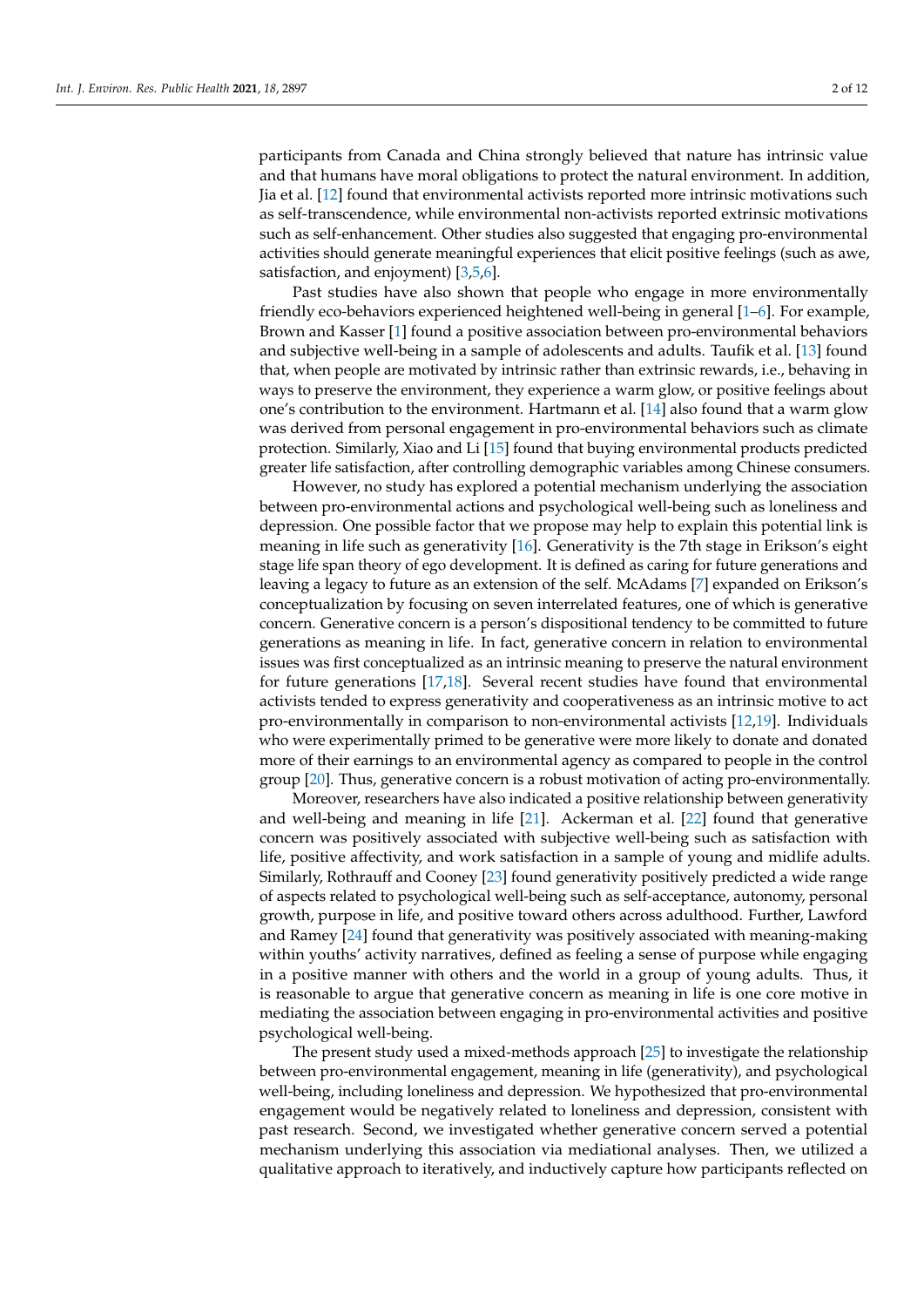participants from Canada and China strongly believed that nature has intrinsic value and that humans have moral obligations to protect the natural environment. In addition, Jia et al. [12] found that environmental activists reported more intrinsic motivations such as self-transcendence, while environmental non-activists reported extrinsic motivations such as self-enhancement. Other studies also suggested that engaging pro-environmental activities should generate meaningful experiences that elicit positive feelings (such as awe, satisfaction, and enjoyment) [3,5,6].

Past studies have also shown that people who engage in more environmentally friendly eco-behaviors experienced heightened well-being in general [1–6]. For example, Brown and Kasser [1] found a positive association between pro-environmental behaviors and subjective well-being in a sample of adolescents and adults. Taufik et al. [13] found that, when people are motivated by intrinsic rather than extrinsic rewards, i.e., behaving in ways to preserve the environment, they experience a warm glow, or positive feelings about one's contribution to the environment. Hartmann et al. [14] also found that a warm glow was derived from personal engagement in pro-environmental behaviors such as climate protection. Similarly, Xiao and Li [15] found that buying environmental products predicted greater life satisfaction, after controlling demographic variables among Chinese consumers.

However, no study has explored a potential mechanism underlying the association between pro-environmental actions and psychological well-being such as loneliness and depression. One possible factor that we propose may help to explain this potential link is meaning in life such as generativity [16]. Generativity is the 7th stage in Erikson's eight stage life span theory of ego development. It is defined as caring for future generations and leaving a legacy to future as an extension of the self. McAdams [7] expanded on Erikson's conceptualization by focusing on seven interrelated features, one of which is generative concern. Generative concern is a person's dispositional tendency to be committed to future generations as meaning in life. In fact, generative concern in relation to environmental issues was first conceptualized as an intrinsic meaning to preserve the natural environment for future generations [17,18]. Several recent studies have found that environmental activists tended to express generativity and cooperativeness as an intrinsic motive to act pro-environmentally in comparison to non-environmental activists [12,19]. Individuals who were experimentally primed to be generative were more likely to donate and donated more of their earnings to an environmental agency as compared to people in the control group [20]. Thus, generative concern is a robust motivation of acting pro-environmentally.

Moreover, researchers have also indicated a positive relationship between generativity and well-being and meaning in life [21]. Ackerman et al. [22] found that generative concern was positively associated with subjective well-being such as satisfaction with life, positive affectivity, and work satisfaction in a sample of young and midlife adults. Similarly, Rothrauff and Cooney [23] found generativity positively predicted a wide range of aspects related to psychological well-being such as self-acceptance, autonomy, personal growth, purpose in life, and positive toward others across adulthood. Further, Lawford and Ramey [24] found that generativity was positively associated with meaning-making within youths' activity narratives, defined as feeling a sense of purpose while engaging in a positive manner with others and the world in a group of young adults. Thus, it is reasonable to argue that generative concern as meaning in life is one core motive in mediating the association between engaging in pro-environmental activities and positive psychological well-being.

The present study used a mixed-methods approach [25] to investigate the relationship between pro-environmental engagement, meaning in life (generativity), and psychological well-being, including loneliness and depression. We hypothesized that pro-environmental engagement would be negatively related to loneliness and depression, consistent with past research. Second, we investigated whether generative concern served a potential mechanism underlying this association via mediational analyses. Then, we utilized a qualitative approach to iteratively, and inductively capture how participants reflected on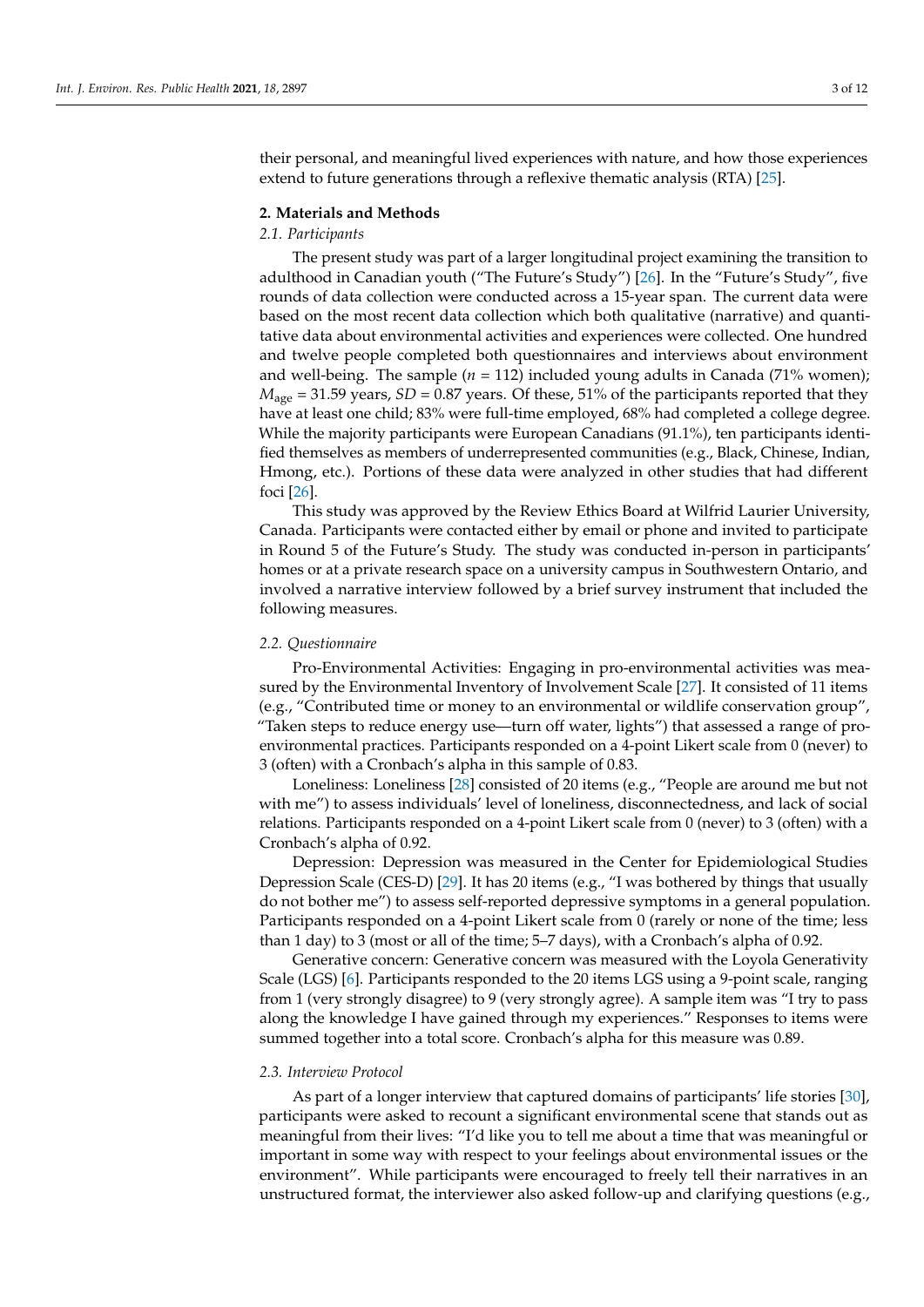their personal, and meaningful lived experiences with nature, and how those experiences extend to future generations through a reflexive thematic analysis (RTA) [25].

## 2. Materials and Methods

### *2.1. Participants*

The present study was part of a larger longitudinal project examining the transition to adulthood in Canadian youth ("The Future's Study") [26]. In the "Future's Study", five rounds of data collection were conducted across a 15-year span. The current data were based on the most recent data collection which both qualitative (narrative) and quantitative data about environmental activities and experiences were collected. One hundred and twelve people completed both questionnaires and interviews about environment and well-being. The sample ($n$ = 112) included young adults in Canada (71% women); $M_{age}$ = 31.59 years, $SD$ = 0.87 years. Of these, 51% of the participants reported that they have at least one child; 83% were full-time employed, 68% had completed a college degree. While the majority participants were European Canadians (91.1%), ten participants identified themselves as members of underrepresented communities (e.g., Black, Chinese, Indian, Hmong, etc.). Portions of these data were analyzed in other studies that had different foci [26].

This study was approved by the Review Ethics Board at Wilfrid Laurier University, Canada. Participants were contacted either by email or phone and invited to participate in Round 5 of the Future's Study. The study was conducted in-person in participants' homes or at a private research space on a university campus in Southwestern Ontario, and involved a narrative interview followed by a brief survey instrument that included the following measures.

### *2.2. Questionnaire*

Pro-Environmental Activities: Engaging in pro-environmental activities was measured by the Environmental Inventory of Involvement Scale [27]. It consisted of 11 items (e.g., "Contributed time or money to an environmental or wildlife conservation group", "Taken steps to reduce energy use—turn off water, lights") that assessed a range of pro-environmental practices. Participants responded on a 4-point Likert scale from 0 (never) to 3 (often) with a Cronbach's alpha in this sample of 0.83.

Loneliness: Loneliness [28] consisted of 20 items (e.g., "People are around me but not with me") to assess individuals' level of loneliness, disconnectedness, and lack of social relations. Participants responded on a 4-point Likert scale from 0 (never) to 3 (often) with a Cronbach's alpha of 0.92.

Depression: Depression was measured in the Center for Epidemiological Studies Depression Scale (CES-D) [29]. It has 20 items (e.g., "I was bothered by things that usually do not bother me") to assess self-reported depressive symptoms in a general population. Participants responded on a 4-point Likert scale from 0 (rarely or none of the time; less than 1 day) to 3 (most or all of the time; 5–7 days), with a Cronbach's alpha of 0.92.

Generative concern: Generative concern was measured with the Loyola Generativity Scale (LGS) [6]. Participants responded to the 20 items LGS using a 9-point scale, ranging from 1 (very strongly disagree) to 9 (very strongly agree). A sample item was "I try to pass along the knowledge I have gained through my experiences." Responses to items were summed together into a total score. Cronbach's alpha for this measure was 0.89.

### *2.3. Interview Protocol*

As part of a longer interview that captured domains of participants' life stories [30], participants were asked to recount a significant environmental scene that stands out as meaningful from their lives: "I'd like you to tell me about a time that was meaningful or important in some way with respect to your feelings about environmental issues or the environment". While participants were encouraged to freely tell their narratives in an unstructured format, the interviewer also asked follow-up and clarifying questions (e.g.,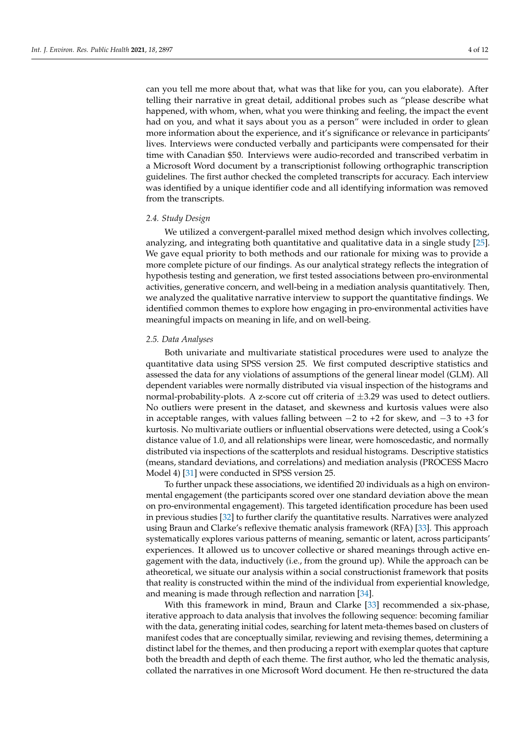can you tell me more about that, what was that like for you, can you elaborate). After telling their narrative in great detail, additional probes such as "please describe what happened, with whom, when, what you were thinking and feeling, the impact the event had on you, and what it says about you as a person" were included in order to glean more information about the experience, and it's significance or relevance in participants' lives. Interviews were conducted verbally and participants were compensated for their time with Canadian $50. Interviews were audio-recorded and transcribed verbatim in a Microsoft Word document by a transcriptionist following orthographic transcription guidelines. The first author checked the completed transcripts for accuracy. Each interview was identified by a unique identifier code and all identifying information was removed from the transcripts.

### 2.4. Study Design

We utilized a convergent-parallel mixed method design which involves collecting, analyzing, and integrating both quantitative and qualitative data in a single study [25]. We gave equal priority to both methods and our rationale for mixing was to provide a more complete picture of our findings. As our analytical strategy reflects the integration of hypothesis testing and generation, we first tested associations between pro-environmental activities, generative concern, and well-being in a mediation analysis quantitatively. Then, we analyzed the qualitative narrative interview to support the quantitative findings. We identified common themes to explore how engaging in pro-environmental activities have meaningful impacts on meaning in life, and on well-being.

### 2.5. Data Analyses

Both univariate and multivariate statistical procedures were used to analyze the quantitative data using SPSS version 25. We first computed descriptive statistics and assessed the data for any violations of assumptions of the general linear model (GLM). All dependent variables were normally distributed via visual inspection of the histograms and normal-probability-plots. A z-score cut off criteria of $\pm 3.29$ was used to detect outliers. No outliers were present in the dataset, and skewness and kurtosis values were also in acceptable ranges, with values falling between $-2$ to $+2$ for skew, and $-3$ to $+3$ for kurtosis. No multivariate outliers or influential observations were detected, using a Cook's distance value of 1.0, and all relationships were linear, were homoscedastic, and normally distributed via inspections of the scatterplots and residual histograms. Descriptive statistics (means, standard deviations, and correlations) and mediation analysis (PROCESS Macro Model 4) [31] were conducted in SPSS version 25.

To further unpack these associations, we identified 20 individuals as a high on environmental engagement (the participants scored over one standard deviation above the mean on pro-environmental engagement). This targeted identification procedure has been used in previous studies [32] to further clarify the quantitative results. Narratives were analyzed using Braun and Clarke's reflexive thematic analysis framework (RFA) [33]. This approach systematically explores various patterns of meaning, semantic or latent, across participants' experiences. It allowed us to uncover collective or shared meanings through active engagement with the data, inductively (i.e., from the ground up). While the approach can be atheoretical, we situate our analysis within a social constructionist framework that posits that reality is constructed within the mind of the individual from experiential knowledge, and meaning is made through reflection and narration [34].

With this framework in mind, Braun and Clarke [33] recommended a six-phase, iterative approach to data analysis that involves the following sequence: becoming familiar with the data, generating initial codes, searching for latent meta-themes based on clusters of manifest codes that are conceptually similar, reviewing and revising themes, determining a distinct label for the themes, and then producing a report with exemplar quotes that capture both the breadth and depth of each theme. The first author, who led the thematic analysis, collated the narratives in one Microsoft Word document. He then re-structured the data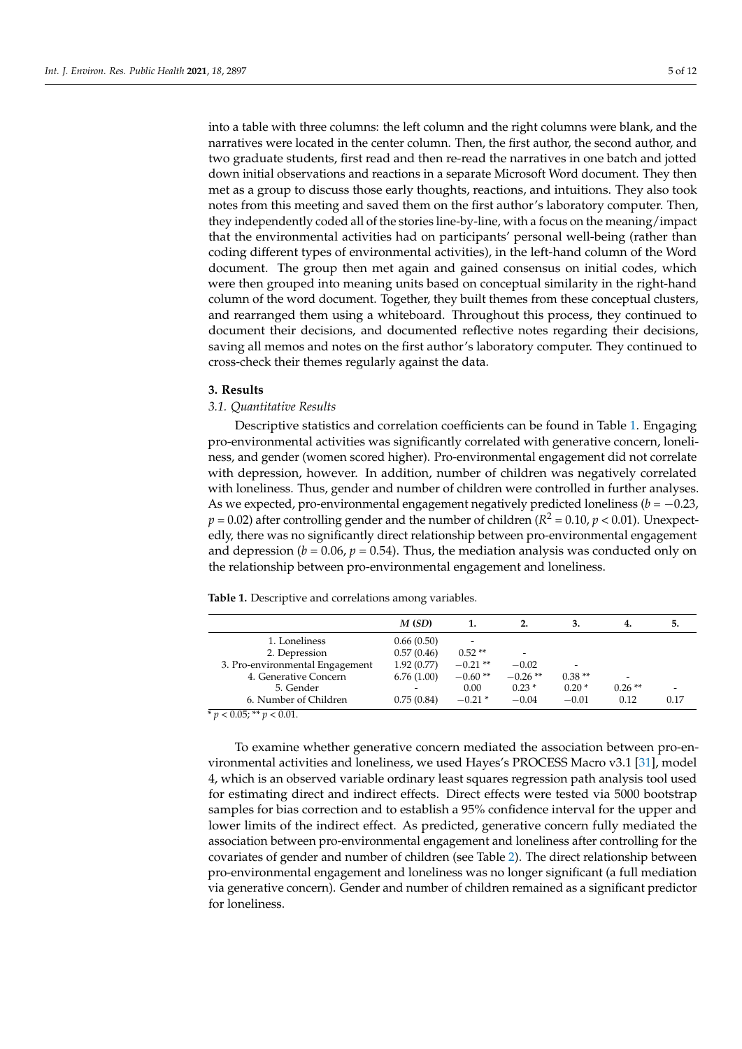into a table with three columns: the left column and the right columns were blank, and the narratives were located in the center column. Then, the first author, the second author, and two graduate students, first read and then re-read the narratives in one batch and jotted down initial observations and reactions in a separate Microsoft Word document. They then met as a group to discuss those early thoughts, reactions, and intuitions. They also took notes from this meeting and saved them on the first author's laboratory computer. Then, they independently coded all of the stories line-by-line, with a focus on the meaning/impact that the environmental activities had on participants' personal well-being (rather than coding different types of environmental activities), in the left-hand column of the Word document. The group then met again and gained consensus on initial codes, which were then grouped into meaning units based on conceptual similarity in the right-hand column of the word document. Together, they built themes from these conceptual clusters, and rearranged them using a whiteboard. Throughout this process, they continued to document their decisions, and documented reflective notes regarding their decisions, saving all memos and notes on the first author's laboratory computer. They continued to cross-check their themes regularly against the data.

## 3. Results

### 3.1. Quantitative Results

Descriptive statistics and correlation coefficients can be found in Table 1. Engaging pro-environmental activities was significantly correlated with generative concern, loneliness, and gender (women scored higher). Pro-environmental engagement did not correlate with depression, however. In addition, number of children was negatively correlated with loneliness. Thus, gender and number of children were controlled in further analyses. As we expected, pro-environmental engagement negatively predicted loneliness ($b = -0.23$, $p = 0.02$) after controlling gender and the number of children ($R^2 = 0.10$, $p < 0.01$). Unexpectedly, there was no significantly direct relationship between pro-environmental engagement and depression ($b = 0.06$, $p = 0.54$). Thus, the mediation analysis was conducted only on the relationship between pro-environmental engagement and loneliness.

**Table 1.** Descriptive and correlations among variables.

| | *M* (*SD*) | 1. | 2. | 3. | 4. | 5. |
|---|---|---|---|---|---|---|
| 1. Loneliness | 0.66 (0.50) | - | | | | |
| 2. Depression | 0.57 (0.46) | 0.52 ** | - | | | |
| 3. Pro-environmental Engagement | 1.92 (0.77) | −0.21 ** | −0.02 | - | | |
| 4. Generative Concern | 6.76 (1.00) | −0.60 ** | −0.26 ** | 0.38 ** | - | |
| 5. Gender | - | 0.00 | 0.23 * | 0.20 * | 0.26 ** | - |
| 6. Number of Children | 0.75 (0.84) | −0.21 * | −0.04 | −0.01 | 0.12 | 0.17 |

* $p < 0.05$; ** $p < 0.01$.

To examine whether generative concern mediated the association between pro-environmental activities and loneliness, we used Hayes's PROCESS Macro v3.1 [31], model 4, which is an observed variable ordinary least squares regression path analysis tool used for estimating direct and indirect effects. Direct effects were tested via 5000 bootstrap samples for bias correction and to establish a 95% confidence interval for the upper and lower limits of the indirect effect. As predicted, generative concern fully mediated the association between pro-environmental engagement and loneliness after controlling for the covariates of gender and number of children (see Table 2). The direct relationship between pro-environmental engagement and loneliness was no longer significant (a full mediation via generative concern). Gender and number of children remained as a significant predictor for loneliness.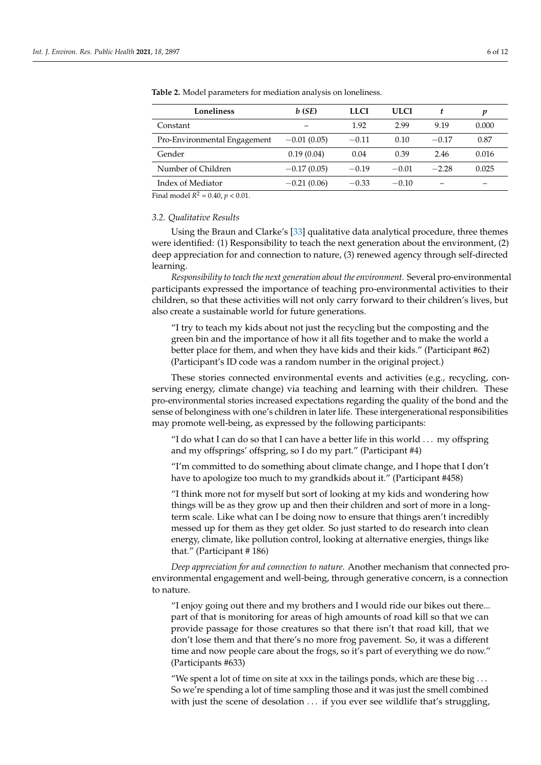**Table 2.** Model parameters for mediation analysis on loneliness.

| Loneliness | *b* (*SE*) | LLCI | ULCI | *t* | *p* |
| --- | --- | --- | --- | --- | --- |
| Constant | – | 1.92 | 2.99 | 9.19 | 0.000 |
| Pro-Environmental Engagement | −0.01 (0.05) | −0.11 | 0.10 | −0.17 | 0.87 |
| Gender | 0.19 (0.04) | 0.04 | 0.39 | 2.46 | 0.016 |
| Number of Children | −0.17 (0.05) | −0.19 | −0.01 | −2.28 | 0.025 |
| Index of Mediator | −0.21 (0.06) | −0.33 | −0.10 | – | – |

Final model $R^2 = 0.40$, $p < 0.01$.

### 3.2. Qualitative Results

Using the Braun and Clarke's [33] qualitative data analytical procedure, three themes were identified: (1) Responsibility to teach the next generation about the environment, (2) deep appreciation for and connection to nature, (3) renewed agency through self-directed learning.

*Responsibility to teach the next generation about the environment.* Several pro-environmental participants expressed the importance of teaching pro-environmental activities to their children, so that these activities will not only carry forward to their children's lives, but also create a sustainable world for future generations.

> "I try to teach my kids about not just the recycling but the composting and the green bin and the importance of how it all fits together and to make the world a better place for them, and when they have kids and their kids." (Participant #62) (Participant's ID code was a random number in the original project.)

These stories connected environmental events and activities (e.g., recycling, conserving energy, climate change) via teaching and learning with their children. These pro-environmental stories increased expectations regarding the quality of the bond and the sense of belonginess with one's children in later life. These intergenerational responsibilities may promote well-being, as expressed by the following participants:

> "I do what I can do so that I can have a better life in this world . . . my offspring and my offsprings' offspring, so I do my part." (Participant #4)

> "I'm committed to do something about climate change, and I hope that I don't have to apologize too much to my grandkids about it." (Participant #458)

> "I think more not for myself but sort of looking at my kids and wondering how things will be as they grow up and then their children and sort of more in a long-term scale. Like what can I be doing now to ensure that things aren't incredibly messed up for them as they get older. So just started to do research into clean energy, climate, like pollution control, looking at alternative energies, things like that." (Participant # 186)

*Deep appreciation for and connection to nature.* Another mechanism that connected pro-environmental engagement and well-being, through generative concern, is a connection to nature.

> "I enjoy going out there and my brothers and I would ride our bikes out there... part of that is monitoring for areas of high amounts of road kill so that we can provide passage for those creatures so that there isn't that road kill, that we don't lose them and that there's no more frog pavement. So, it was a different time and now people care about the frogs, so it's part of everything we do now." (Participants #633)

> "We spent a lot of time on site at xxx in the tailings ponds, which are these big . . . So we're spending a lot of time sampling those and it was just the smell combined with just the scene of desolation . . . if you ever see wildlife that's struggling,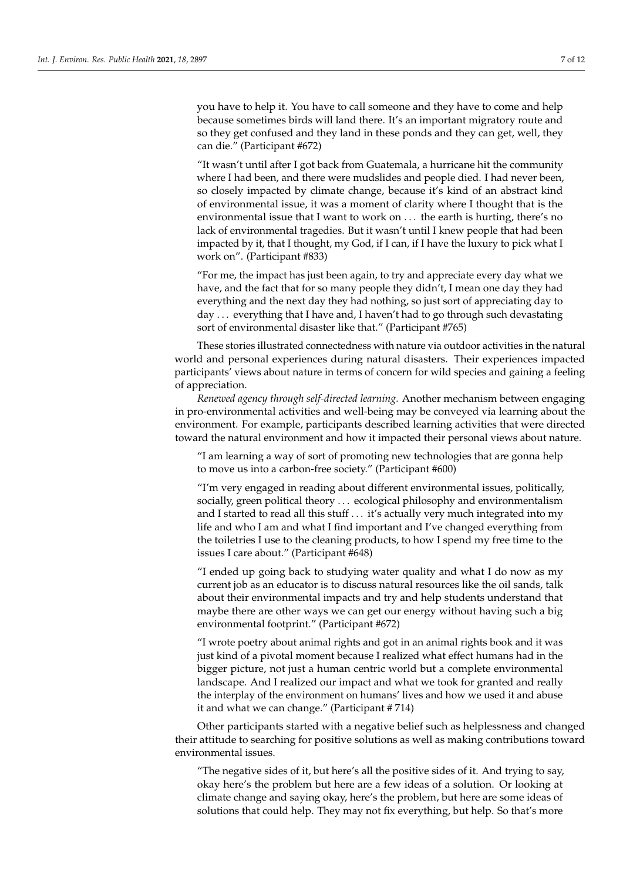you have to help it. You have to call someone and they have to come and help because sometimes birds will land there. It's an important migratory route and so they get confused and they land in these ponds and they can get, well, they can die." (Participant #672)

"It wasn't until after I got back from Guatemala, a hurricane hit the community where I had been, and there were mudslides and people died. I had never been, so closely impacted by climate change, because it's kind of an abstract kind of environmental issue, it was a moment of clarity where I thought that is the environmental issue that I want to work on . . . the earth is hurting, there's no lack of environmental tragedies. But it wasn't until I knew people that had been impacted by it, that I thought, my God, if I can, if I have the luxury to pick what I work on". (Participant #833)

"For me, the impact has just been again, to try and appreciate every day what we have, and the fact that for so many people they didn't, I mean one day they had everything and the next day they had nothing, so just sort of appreciating day to day . . . everything that I have and, I haven't had to go through such devastating sort of environmental disaster like that." (Participant #765)

These stories illustrated connectedness with nature via outdoor activities in the natural world and personal experiences during natural disasters. Their experiences impacted participants' views about nature in terms of concern for wild species and gaining a feeling of appreciation.

*Renewed agency through self-directed learning.* Another mechanism between engaging in pro-environmental activities and well-being may be conveyed via learning about the environment. For example, participants described learning activities that were directed toward the natural environment and how it impacted their personal views about nature.

"I am learning a way of sort of promoting new technologies that are gonna help to move us into a carbon-free society." (Participant #600)

"I'm very engaged in reading about different environmental issues, politically, socially, green political theory . . . ecological philosophy and environmentalism and I started to read all this stuff . . . it's actually very much integrated into my life and who I am and what I find important and I've changed everything from the toiletries I use to the cleaning products, to how I spend my free time to the issues I care about." (Participant #648)

"I ended up going back to studying water quality and what I do now as my current job as an educator is to discuss natural resources like the oil sands, talk about their environmental impacts and try and help students understand that maybe there are other ways we can get our energy without having such a big environmental footprint." (Participant #672)

"I wrote poetry about animal rights and got in an animal rights book and it was just kind of a pivotal moment because I realized what effect humans had in the bigger picture, not just a human centric world but a complete environmental landscape. And I realized our impact and what we took for granted and really the interplay of the environment on humans' lives and how we used it and abuse it and what we can change." (Participant # 714)

Other participants started with a negative belief such as helplessness and changed their attitude to searching for positive solutions as well as making contributions toward environmental issues.

"The negative sides of it, but here's all the positive sides of it. And trying to say, okay here's the problem but here are a few ideas of a solution. Or looking at climate change and saying okay, here's the problem, but here are some ideas of solutions that could help. They may not fix everything, but help. So that's more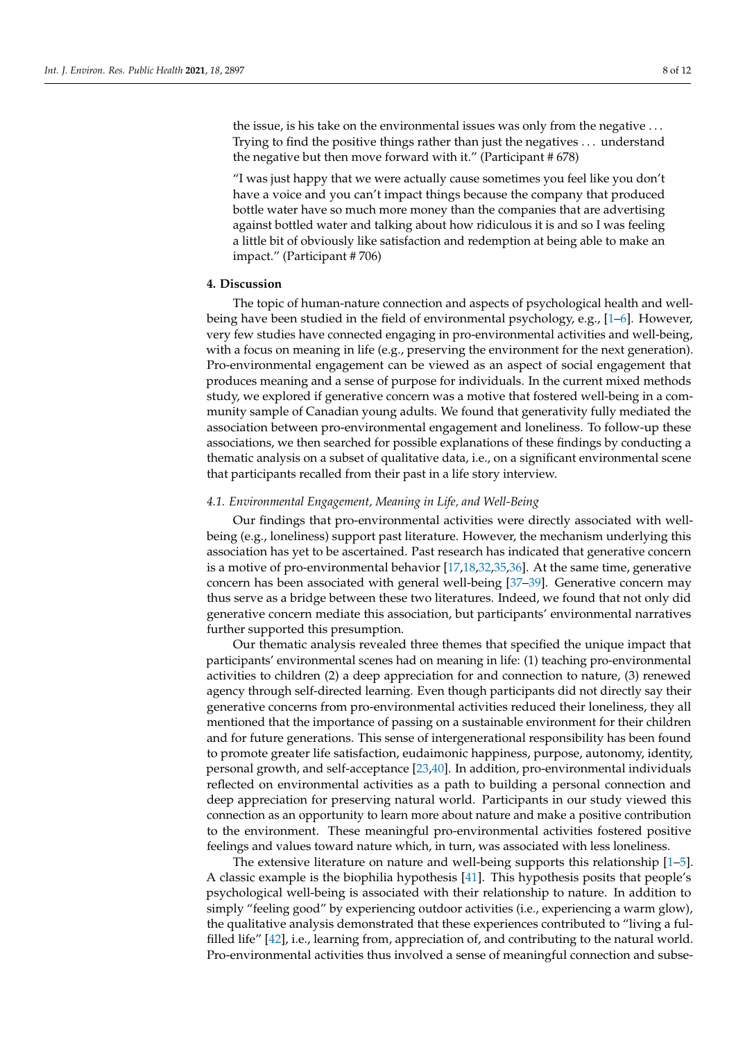the issue, is his take on the environmental issues was only from the negative ... Trying to find the positive things rather than just the negatives ... understand the negative but then move forward with it." (Participant # 678)

"I was just happy that we were actually cause sometimes you feel like you don't have a voice and you can't impact things because the company that produced bottle water have so much more money than the companies that are advertising against bottled water and talking about how ridiculous it is and so I was feeling a little bit of obviously like satisfaction and redemption at being able to make an impact." (Participant # 706)

## 4. Discussion

The topic of human-nature connection and aspects of psychological health and well-being have been studied in the field of environmental psychology, e.g., [1–6]. However, very few studies have connected engaging in pro-environmental activities and well-being, with a focus on meaning in life (e.g., preserving the environment for the next generation). Pro-environmental engagement can be viewed as an aspect of social engagement that produces meaning and a sense of purpose for individuals. In the current mixed methods study, we explored if generative concern was a motive that fostered well-being in a community sample of Canadian young adults. We found that generativity fully mediated the association between pro-environmental engagement and loneliness. To follow-up these associations, we then searched for possible explanations of these findings by conducting a thematic analysis on a subset of qualitative data, i.e., on a significant environmental scene that participants recalled from their past in a life story interview.

### 4.1. Environmental Engagement, Meaning in Life, and Well-Being

Our findings that pro-environmental activities were directly associated with well-being (e.g., loneliness) support past literature. However, the mechanism underlying this association has yet to be ascertained. Past research has indicated that generative concern is a motive of pro-environmental behavior [17,18,32,35,36]. At the same time, generative concern has been associated with general well-being [37–39]. Generative concern may thus serve as a bridge between these two literatures. Indeed, we found that not only did generative concern mediate this association, but participants' environmental narratives further supported this presumption.

Our thematic analysis revealed three themes that specified the unique impact that participants' environmental scenes had on meaning in life: (1) teaching pro-environmental activities to children (2) a deep appreciation for and connection to nature, (3) renewed agency through self-directed learning. Even though participants did not directly say their generative concerns from pro-environmental activities reduced their loneliness, they all mentioned that the importance of passing on a sustainable environment for their children and for future generations. This sense of intergenerational responsibility has been found to promote greater life satisfaction, eudaimonic happiness, purpose, autonomy, identity, personal growth, and self-acceptance [23,40]. In addition, pro-environmental individuals reflected on environmental activities as a path to building a personal connection and deep appreciation for preserving natural world. Participants in our study viewed this connection as an opportunity to learn more about nature and make a positive contribution to the environment. These meaningful pro-environmental activities fostered positive feelings and values toward nature which, in turn, was associated with less loneliness.

The extensive literature on nature and well-being supports this relationship [1–5]. A classic example is the biophilia hypothesis [41]. This hypothesis posits that people's psychological well-being is associated with their relationship to nature. In addition to simply "feeling good" by experiencing outdoor activities (i.e., experiencing a warm glow), the qualitative analysis demonstrated that these experiences contributed to "living a fulfilled life" [42], i.e., learning from, appreciation of, and contributing to the natural world. Pro-environmental activities thus involved a sense of meaningful connection and subse-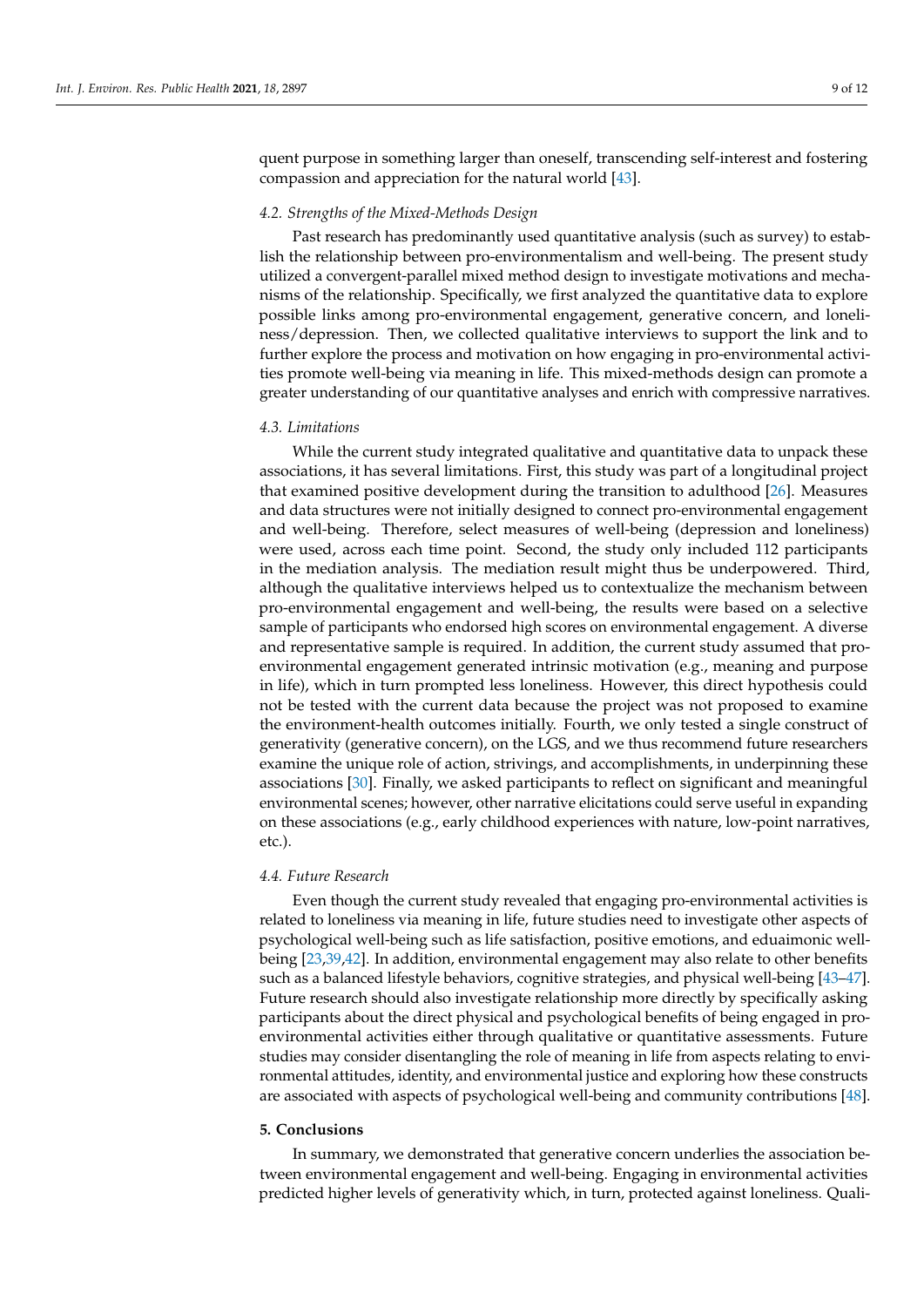quent purpose in something larger than oneself, transcending self-interest and fostering compassion and appreciation for the natural world [43].

### 4.2. Strengths of the Mixed-Methods Design

Past research has predominantly used quantitative analysis (such as survey) to establish the relationship between pro-environmentalism and well-being. The present study utilized a convergent-parallel mixed method design to investigate motivations and mechanisms of the relationship. Specifically, we first analyzed the quantitative data to explore possible links among pro-environmental engagement, generative concern, and loneliness/depression. Then, we collected qualitative interviews to support the link and to further explore the process and motivation on how engaging in pro-environmental activities promote well-being via meaning in life. This mixed-methods design can promote a greater understanding of our quantitative analyses and enrich with compressive narratives.

### 4.3. Limitations

While the current study integrated qualitative and quantitative data to unpack these associations, it has several limitations. First, this study was part of a longitudinal project that examined positive development during the transition to adulthood [26]. Measures and data structures were not initially designed to connect pro-environmental engagement and well-being. Therefore, select measures of well-being (depression and loneliness) were used, across each time point. Second, the study only included 112 participants in the mediation analysis. The mediation result might thus be underpowered. Third, although the qualitative interviews helped us to contextualize the mechanism between pro-environmental engagement and well-being, the results were based on a selective sample of participants who endorsed high scores on environmental engagement. A diverse and representative sample is required. In addition, the current study assumed that pro-environmental engagement generated intrinsic motivation (e.g., meaning and purpose in life), which in turn prompted less loneliness. However, this direct hypothesis could not be tested with the current data because the project was not proposed to examine the environment-health outcomes initially. Fourth, we only tested a single construct of generativity (generative concern), on the LGS, and we thus recommend future researchers examine the unique role of action, strivings, and accomplishments, in underpinning these associations [30]. Finally, we asked participants to reflect on significant and meaningful environmental scenes; however, other narrative elicitations could serve useful in expanding on these associations (e.g., early childhood experiences with nature, low-point narratives, etc.).

### 4.4. Future Research

Even though the current study revealed that engaging pro-environmental activities is related to loneliness via meaning in life, future studies need to investigate other aspects of psychological well-being such as life satisfaction, positive emotions, and eduaimonic well-being [23,39,42]. In addition, environmental engagement may also relate to other benefits such as a balanced lifestyle behaviors, cognitive strategies, and physical well-being [43–47]. Future research should also investigate relationship more directly by specifically asking participants about the direct physical and psychological benefits of being engaged in pro-environmental activities either through qualitative or quantitative assessments. Future studies may consider disentangling the role of meaning in life from aspects relating to environmental attitudes, identity, and environmental justice and exploring how these constructs are associated with aspects of psychological well-being and community contributions [48].

## 5. Conclusions

In summary, we demonstrated that generative concern underlies the association between environmental engagement and well-being. Engaging in environmental activities predicted higher levels of generativity which, in turn, protected against loneliness. Quali-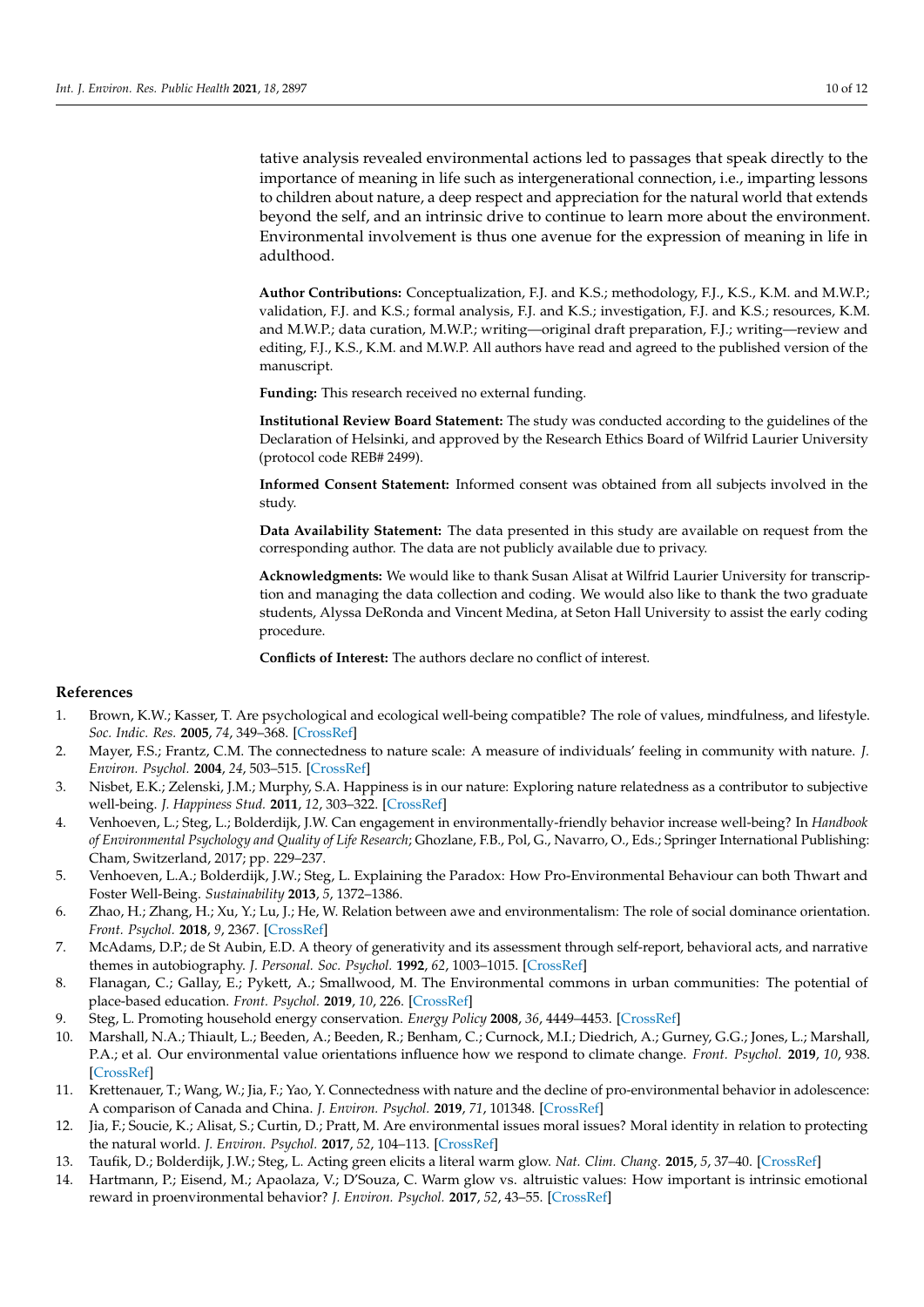tative analysis revealed environmental actions led to passages that speak directly to the importance of meaning in life such as intergenerational connection, i.e., imparting lessons to children about nature, a deep respect and appreciation for the natural world that extends beyond the self, and an intrinsic drive to continue to learn more about the environment. Environmental involvement is thus one avenue for the expression of meaning in life in adulthood.

**Author Contributions:** Conceptualization, F.J. and K.S.; methodology, F.J., K.S., K.M. and M.W.P.; validation, F.J. and K.S.; formal analysis, F.J. and K.S.; investigation, F.J. and K.S.; resources, K.M. and M.W.P.; data curation, M.W.P.; writing—original draft preparation, F.J.; writing—review and editing, F.J., K.S., K.M. and M.W.P. All authors have read and agreed to the published version of the manuscript.

**Funding:** This research received no external funding.

**Institutional Review Board Statement:** The study was conducted according to the guidelines of the Declaration of Helsinki, and approved by the Research Ethics Board of Wilfrid Laurier University (protocol code REB# 2499).

**Informed Consent Statement:** Informed consent was obtained from all subjects involved in the study.

**Data Availability Statement:** The data presented in this study are available on request from the corresponding author. The data are not publicly available due to privacy.

**Acknowledgments:** We would like to thank Susan Alisat at Wilfrid Laurier University for transcription and managing the data collection and coding. We would also like to thank the two graduate students, Alyssa DeRonda and Vincent Medina, at Seton Hall University to assist the early coding procedure.

**Conflicts of Interest:** The authors declare no conflict of interest.

## References

1. Brown, K.W.; Kasser, T. Are psychological and ecological well-being compatible? The role of values, mindfulness, and lifestyle. *Soc. Indic. Res.* **2005**, *74*, 349–368. [CrossRef]
2. Mayer, F.S.; Frantz, C.M. The connectedness to nature scale: A measure of individuals' feeling in community with nature. *J. Environ. Psychol.* **2004**, *24*, 503–515. [CrossRef]
3. Nisbet, E.K.; Zelenski, J.M.; Murphy, S.A. Happiness is in our nature: Exploring nature relatedness as a contributor to subjective well-being. *J. Happiness Stud.* **2011**, *12*, 303–322. [CrossRef]
4. Venhoeven, L.; Steg, L.; Bolderdijk, J.W. Can engagement in environmentally-friendly behavior increase well-being? In *Handbook of Environmental Psychology and Quality of Life Research*; Ghozlane, F.B., Pol, G., Navarro, O., Eds.; Springer International Publishing: Cham, Switzerland, 2017; pp. 229–237.
5. Venhoeven, L.A.; Bolderdijk, J.W.; Steg, L. Explaining the Paradox: How Pro-Environmental Behaviour can both Thwart and Foster Well-Being. *Sustainability* **2013**, *5*, 1372–1386.
6. Zhao, H.; Zhang, H.; Xu, Y.; Lu, J.; He, W. Relation between awe and environmentalism: The role of social dominance orientation. *Front. Psychol.* **2018**, *9*, 2367. [CrossRef]
7. McAdams, D.P.; de St Aubin, E.D. A theory of generativity and its assessment through self-report, behavioral acts, and narrative themes in autobiography. *J. Personal. Soc. Psychol.* **1992**, *62*, 1003–1015. [CrossRef]
8. Flanagan, C.; Gallay, E.; Pykett, A.; Smallwood, M. The Environmental commons in urban communities: The potential of place-based education. *Front. Psychol.* **2019**, *10*, 226. [CrossRef]
9. Steg, L. Promoting household energy conservation. *Energy Policy* **2008**, *36*, 4449–4453. [CrossRef]
10. Marshall, N.A.; Thiault, L.; Beeden, A.; Beeden, R.; Benham, C.; Curnock, M.I.; Diedrich, A.; Gurney, G.G.; Jones, L.; Marshall, P.A.; et al. Our environmental value orientations influence how we respond to climate change. *Front. Psychol.* **2019**, *10*, 938. [CrossRef]
11. Krettenauer, T.; Wang, W.; Jia, F.; Yao, Y. Connectedness with nature and the decline of pro-environmental behavior in adolescence: A comparison of Canada and China. *J. Environ. Psychol.* **2019**, *71*, 101348. [CrossRef]
12. Jia, F.; Soucie, K.; Alisat, S.; Curtin, D.; Pratt, M. Are environmental issues moral issues? Moral identity in relation to protecting the natural world. *J. Environ. Psychol.* **2017**, *52*, 104–113. [CrossRef]
13. Taufik, D.; Bolderdijk, J.W.; Steg, L. Acting green elicits a literal warm glow. *Nat. Clim. Chang.* **2015**, *5*, 37–40. [CrossRef]
14. Hartmann, P.; Eisend, M.; Apaolaza, V.; D'Souza, C. Warm glow vs. altruistic values: How important is intrinsic emotional reward in proenvironmental behavior? *J. Environ. Psychol.* **2017**, *52*, 43–55. [CrossRef]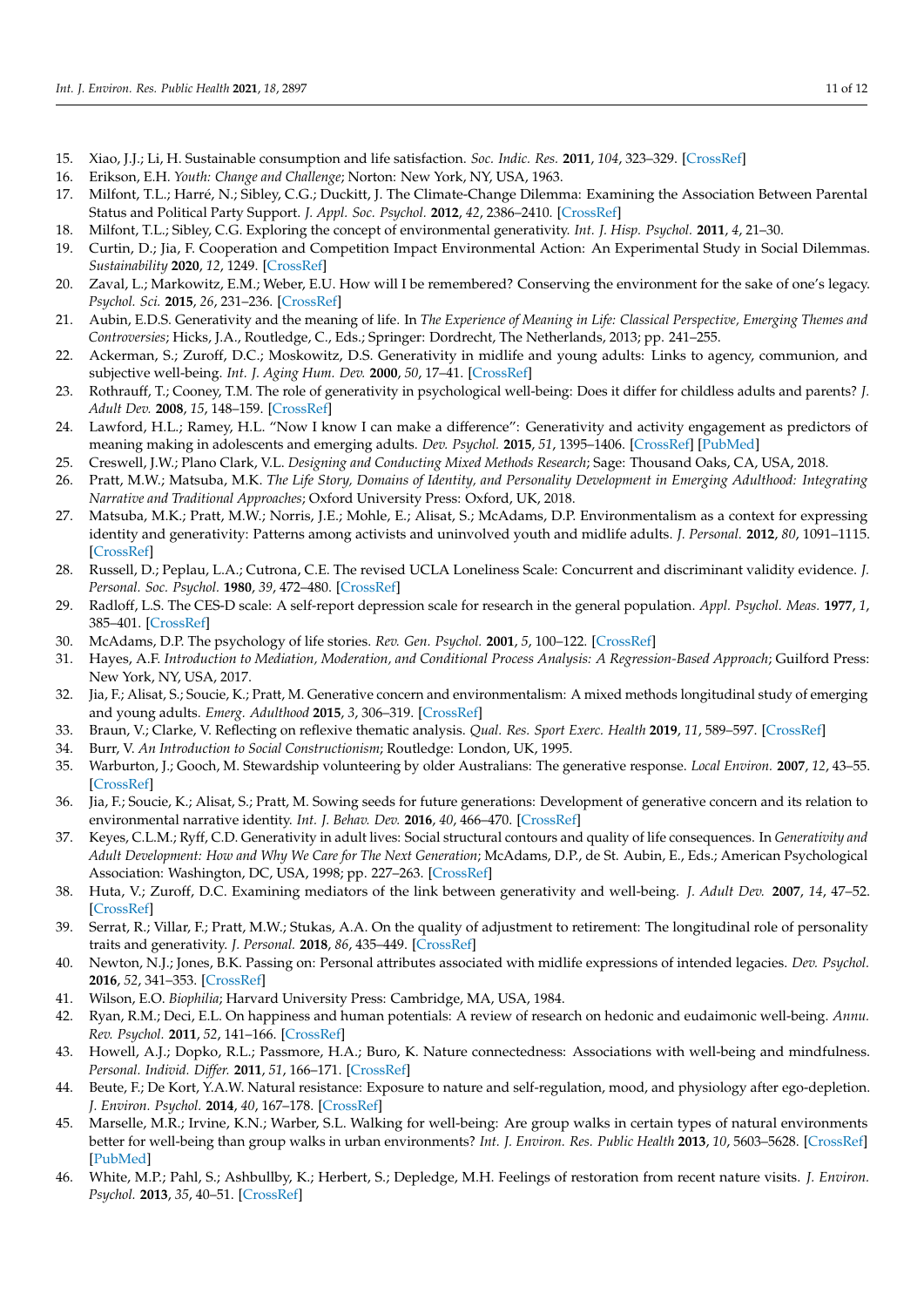15. Xiao, J.J.; Li, H. Sustainable consumption and life satisfaction. *Soc. Indic. Res.* **2011**, *104*, 323–329. [CrossRef]
16. Erikson, E.H. *Youth: Change and Challenge*; Norton: New York, NY, USA, 1963.
17. Milfont, T.L.; Harré, N.; Sibley, C.G.; Duckitt, J. The Climate-Change Dilemma: Examining the Association Between Parental Status and Political Party Support. *J. Appl. Soc. Psychol.* **2012**, *42*, 2386–2410. [CrossRef]
18. Milfont, T.L.; Sibley, C.G. Exploring the concept of environmental generativity. *Int. J. Hisp. Psychol.* **2011**, *4*, 21–30.
19. Curtin, D.; Jia, F. Cooperation and Competition Impact Environmental Action: An Experimental Study in Social Dilemmas. *Sustainability* **2020**, *12*, 1249. [CrossRef]
20. Zaval, L.; Markowitz, E.M.; Weber, E.U. How will I be remembered? Conserving the environment for the sake of one's legacy. *Psychol. Sci.* **2015**, *26*, 231–236. [CrossRef]
21. Aubin, E.D.S. Generativity and the meaning of life. In *The Experience of Meaning in Life: Classical Perspective, Emerging Themes and Controversies*; Hicks, J.A., Routledge, C., Eds.; Springer: Dordrecht, The Netherlands, 2013; pp. 241–255.
22. Ackerman, S.; Zuroff, D.C.; Moskowitz, D.S. Generativity in midlife and young adults: Links to agency, communion, and subjective well-being. *Int. J. Aging Hum. Dev.* **2000**, *50*, 17–41. [CrossRef]
23. Rothrauff, T.; Cooney, T.M. The role of generativity in psychological well-being: Does it differ for childless adults and parents? *J. Adult Dev.* **2008**, *15*, 148–159. [CrossRef]
24. Lawford, H.L.; Ramey, H.L. "Now I know I can make a difference": Generativity and activity engagement as predictors of meaning making in adolescents and emerging adults. *Dev. Psychol.* **2015**, *51*, 1395–1406. [CrossRef] [PubMed]
25. Creswell, J.W.; Plano Clark, V.L. *Designing and Conducting Mixed Methods Research*; Sage: Thousand Oaks, CA, USA, 2018.
26. Pratt, M.W.; Matsuba, M.K. *The Life Story, Domains of Identity, and Personality Development in Emerging Adulthood: Integrating Narrative and Traditional Approaches*; Oxford University Press: Oxford, UK, 2018.
27. Matsuba, M.K.; Pratt, M.W.; Norris, J.E.; Mohle, E.; Alisat, S.; McAdams, D.P. Environmentalism as a context for expressing identity and generativity: Patterns among activists and uninvolved youth and midlife adults. *J. Personal.* **2012**, *80*, 1091–1115. [CrossRef]
28. Russell, D.; Peplau, L.A.; Cutrona, C.E. The revised UCLA Loneliness Scale: Concurrent and discriminant validity evidence. *J. Personal. Soc. Psychol.* **1980**, *39*, 472–480. [CrossRef]
29. Radloff, L.S. The CES-D scale: A self-report depression scale for research in the general population. *Appl. Psychol. Meas.* **1977**, *1*, 385–401. [CrossRef]
30. McAdams, D.P. The psychology of life stories. *Rev. Gen. Psychol.* **2001**, *5*, 100–122. [CrossRef]
31. Hayes, A.F. *Introduction to Mediation, Moderation, and Conditional Process Analysis: A Regression-Based Approach*; Guilford Press: New York, NY, USA, 2017.
32. Jia, F.; Alisat, S.; Soucie, K.; Pratt, M. Generative concern and environmentalism: A mixed methods longitudinal study of emerging and young adults. *Emerg. Adulthood* **2015**, *3*, 306–319. [CrossRef]
33. Braun, V.; Clarke, V. Reflecting on reflexive thematic analysis. *Qual. Res. Sport Exerc. Health* **2019**, *11*, 589–597. [CrossRef]
34. Burr, V. *An Introduction to Social Constructionism*; Routledge: London, UK, 1995.
35. Warburton, J.; Gooch, M. Stewardship volunteering by older Australians: The generative response. *Local Environ.* **2007**, *12*, 43–55. [CrossRef]
36. Jia, F.; Soucie, K.; Alisat, S.; Pratt, M. Sowing seeds for future generations: Development of generative concern and its relation to environmental narrative identity. *Int. J. Behav. Dev.* **2016**, *40*, 466–470. [CrossRef]
37. Keyes, C.L.M.; Ryff, C.D. Generativity in adult lives: Social structural contours and quality of life consequences. In *Generativity and Adult Development: How and Why We Care for The Next Generation*; McAdams, D.P., de St. Aubin, E., Eds.; American Psychological Association: Washington, DC, USA, 1998; pp. 227–263. [CrossRef]
38. Huta, V.; Zuroff, D.C. Examining mediators of the link between generativity and well-being. *J. Adult Dev.* **2007**, *14*, 47–52. [CrossRef]
39. Serrat, R.; Villar, F.; Pratt, M.W.; Stukas, A.A. On the quality of adjustment to retirement: The longitudinal role of personality traits and generativity. *J. Personal.* **2018**, *86*, 435–449. [CrossRef]
40. Newton, N.J.; Jones, B.K. Passing on: Personal attributes associated with midlife expressions of intended legacies. *Dev. Psychol.* **2016**, *52*, 341–353. [CrossRef]
41. Wilson, E.O. *Biophilia*; Harvard University Press: Cambridge, MA, USA, 1984.
42. Ryan, R.M.; Deci, E.L. On happiness and human potentials: A review of research on hedonic and eudaimonic well-being. *Annu. Rev. Psychol.* **2011**, *52*, 141–166. [CrossRef]
43. Howell, A.J.; Dopko, R.L.; Passmore, H.A.; Buro, K. Nature connectedness: Associations with well-being and mindfulness. *Personal. Individ. Differ.* **2011**, *51*, 166–171. [CrossRef]
44. Beute, F.; De Kort, Y.A.W. Natural resistance: Exposure to nature and self-regulation, mood, and physiology after ego-depletion. *J. Environ. Psychol.* **2014**, *40*, 167–178. [CrossRef]
45. Marselle, M.R.; Irvine, K.N.; Warber, S.L. Walking for well-being: Are group walks in certain types of natural environments better for well-being than group walks in urban environments? *Int. J. Environ. Res. Public Health* **2013**, *10*, 5603–5628. [CrossRef] [PubMed]
46. White, M.P.; Pahl, S.; Ashbullby, K.; Herbert, S.; Depledge, M.H. Feelings of restoration from recent nature visits. *J. Environ. Psychol.* **2013**, *35*, 40–51. [CrossRef]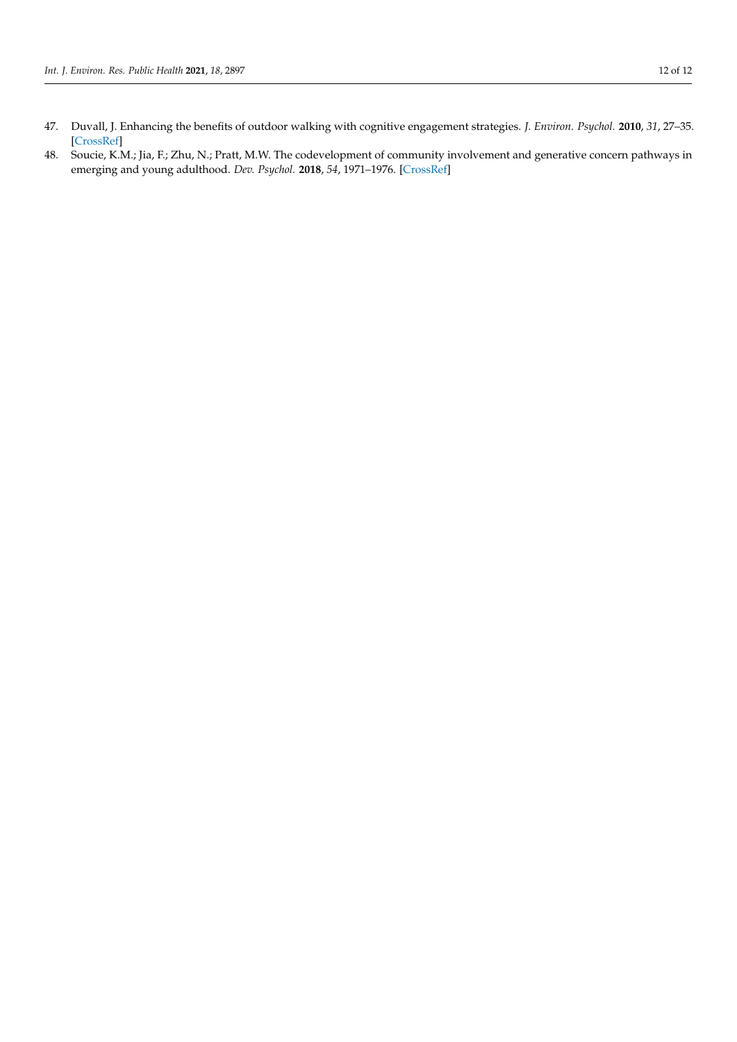47. Duvall, J. Enhancing the benefits of outdoor walking with cognitive engagement strategies. *J. Environ. Psychol.* **2010**, *31*, 27–35. [CrossRef]
48. Soucie, K.M.; Jia, F.; Zhu, N.; Pratt, M.W. The codevelopment of community involvement and generative concern pathways in emerging and young adulthood. *Dev. Psychol.* **2018**, *54*, 1971–1976. [CrossRef]